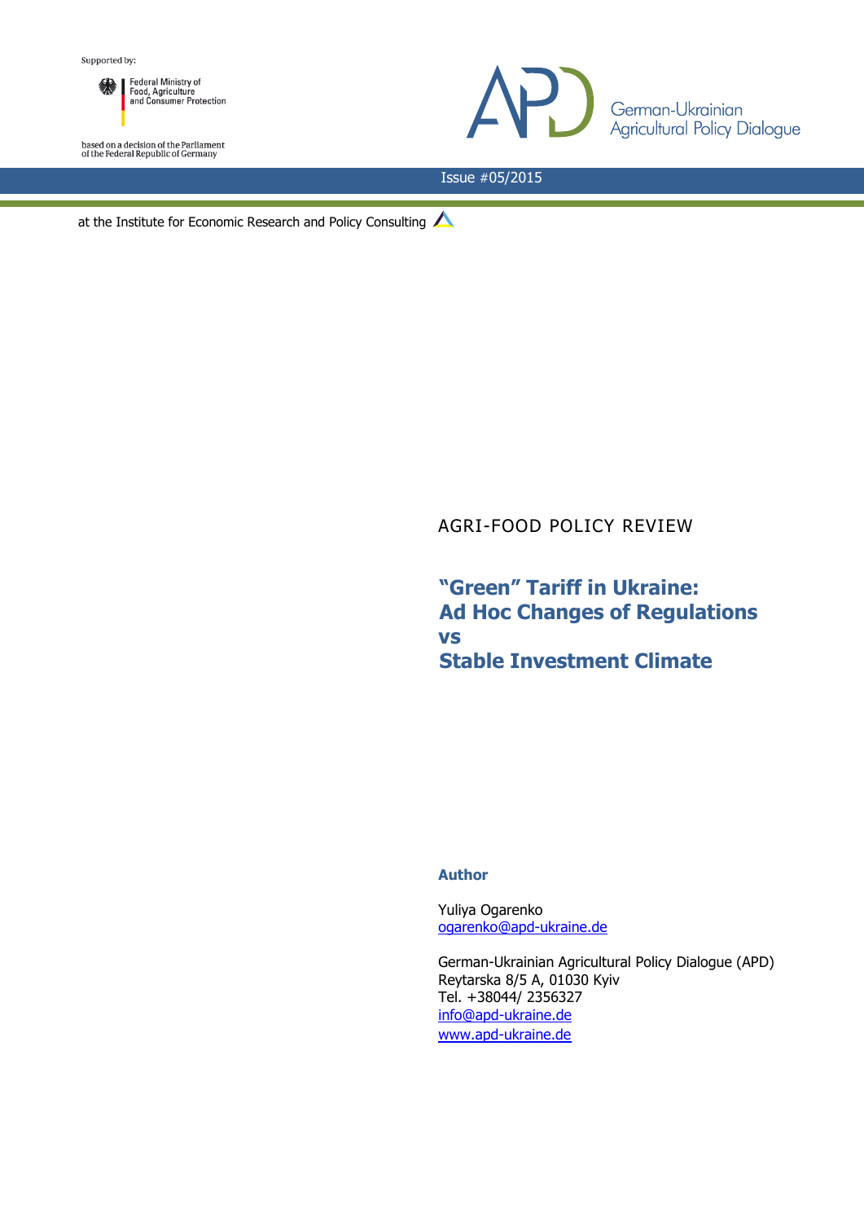Supported by:

Federal Ministry of Food, Agriculture and Consumer Protection

based on a decision of the Parliament of the Federal Republic of Germany

German-Ukrainian Agricultural Policy Dialogue

Issue #05/2015

at the Institute for Economic Research and Policy Consulting

AGRI-FOOD POLICY REVIEW

# "Green" Tariff in Ukraine: Ad Hoc Changes of Regulations vs Stable Investment Climate

**Author**

Yuliya Ogarenko
[ogarenko@apd-ukraine.de](mailto:ogarenko@apd-ukraine.de)

German-Ukrainian Agricultural Policy Dialogue (APD)
Reytarska 8/5 A, 01030 Kyiv
Tel. +38044/ 2356327
[info@apd-ukraine.de](mailto:info@apd-ukraine.de)
[www.apd-ukraine.de](http://www.apd-ukraine.de)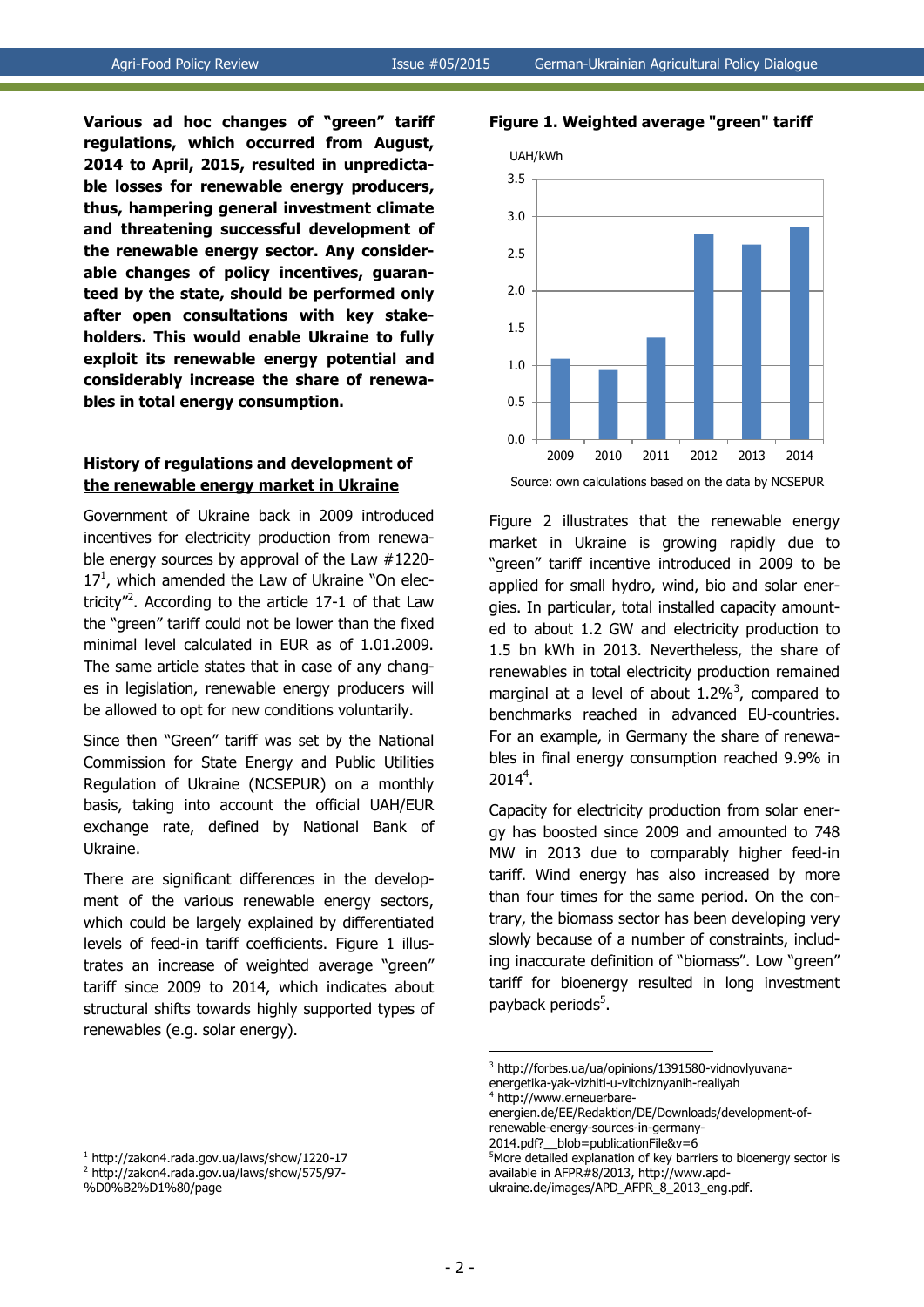**Various ad hoc changes of "green" tariff regulations, which occurred from August, 2014 to April, 2015, resulted in unpredictable losses for renewable energy producers, thus, hampering general investment climate and threatening successful development of the renewable energy sector. Any considerable changes of policy incentives, guaranteed by the state, should be performed only after open consultations with key stakeholders. This would enable Ukraine to fully exploit its renewable energy potential and considerably increase the share of renewables in total energy consumption.**

## History of regulations and development of the renewable energy market in Ukraine

Government of Ukraine back in 2009 introduced incentives for electricity production from renewable energy sources by approval of the Law #1220-17[1], which amended the Law of Ukraine "On electricity"[2]. According to the article 17-1 of that Law the "green" tariff could not be lower than the fixed minimal level calculated in EUR as of 1.01.2009. The same article states that in case of any changes in legislation, renewable energy producers will be allowed to opt for new conditions voluntarily.

Since then "Green" tariff was set by the National Commission for State Energy and Public Utilities Regulation of Ukraine (NCSEPUR) on a monthly basis, taking into account the official UAH/EUR exchange rate, defined by National Bank of Ukraine.

There are significant differences in the development of the various renewable energy sectors, which could be largely explained by differentiated levels of feed-in tariff coefficients. Figure 1 illustrates an increase of weighted average "green" tariff since 2009 to 2014, which indicates about structural shifts towards highly supported types of renewables (e.g. solar energy).

**Figure 1. Weighted average "green" tariff**

UAH/kWh

| Year | UAH/kWh (approx.) |
|---|---|
| 2009 | 1.1 |
| 2010 | 0.9 |
| 2011 | 1.4 |
| 2012 | 2.8 |
| 2013 | 2.6 |
| 2014 | 2.9 |

Source: own calculations based on the data by NCSEPUR

Figure 2 illustrates that the renewable energy market in Ukraine is growing rapidly due to "green" tariff incentive introduced in 2009 to be applied for small hydro, wind, bio and solar energies. In particular, total installed capacity amounted to about 1.2 GW and electricity production to 1.5 bn kWh in 2013. Nevertheless, the share of renewables in total electricity production remained marginal at a level of about 1.2%[3], compared to benchmarks reached in advanced EU-countries. For an example, in Germany the share of renewables in final energy consumption reached 9.9% in 2014[4].

Capacity for electricity production from solar energy has boosted since 2009 and amounted to 748 MW in 2013 due to comparably higher feed-in tariff. Wind energy has also increased by more than four times for the same period. On the contrary, the biomass sector has been developing very slowly because of a number of constraints, including inaccurate definition of "biomass". Low "green" tariff for bioenergy resulted in long investment payback periods[5].

---

[1] http://zakon4.rada.gov.ua/laws/show/1220-17

[2] http://zakon4.rada.gov.ua/laws/show/575/97-%D0%B2%D1%80/page

[3] http://forbes.ua/ua/opinions/1391580-vidnovlyuvana-energetika-yak-vizhiti-u-vitchiznyanih-realiyah

[4] http://www.erneuerbare-energien.de/EE/Redaktion/DE/Downloads/development-of-renewable-energy-sources-in-germany-2014.pdf?__blob=publicationFile&v=6

[5] More detailed explanation of key barriers to bioenergy sector is available in AFPR#8/2013, http://www.apd-ukraine.de/images/APD_AFPR_8_2013_eng.pdf.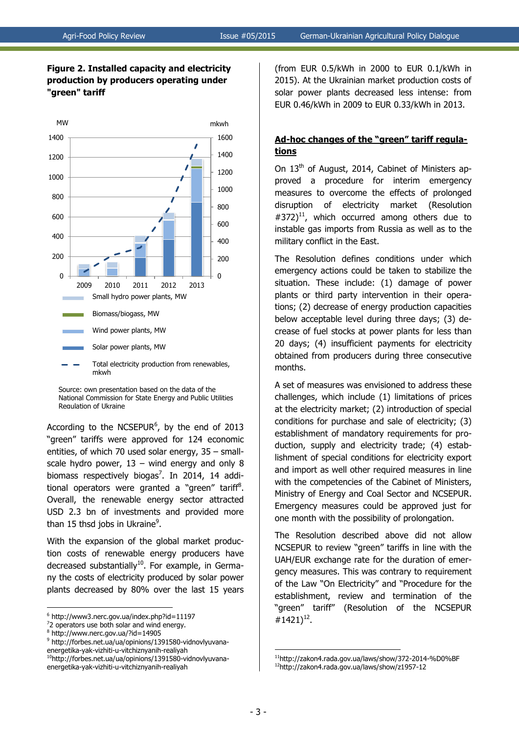**Figure 2. Installed capacity and electricity production by producers operating under "green" tariff**

Source: own presentation based on the data of the National Commission for State Energy and Public Utilities Regulation of Ukraine

According to the NCSEPUR[6], by the end of 2013 "green" tariffs were approved for 124 economic entities, of which 70 used solar energy, 35 – small-scale hydro power, 13 – wind energy and only 8 biomass respectively biogas[7]. In 2014, 14 additional operators were granted a "green" tariff[8]. Overall, the renewable energy sector attracted USD 2.3 bn of investments and provided more than 15 thsd jobs in Ukraine[9].

With the expansion of the global market production costs of renewable energy producers have decreased substantially[10]. For example, in Germany the costs of electricity produced by solar power plants decreased by 80% over the last 15 years (from EUR 0.5/kWh in 2000 to EUR 0.1/kWh in 2015). At the Ukrainian market production costs of solar power plants decreased less intense: from EUR 0.46/kWh in 2009 to EUR 0.33/kWh in 2013.

## Ad-hoc changes of the "green" tariff regulations

On 13th of August, 2014, Cabinet of Ministers approved a procedure for interim emergency measures to overcome the effects of prolonged disruption of electricity market (Resolution #372)[11], which occurred among others due to instable gas imports from Russia as well as to the military conflict in the East.

The Resolution defines conditions under which emergency actions could be taken to stabilize the situation. These include: (1) damage of power plants or third party intervention in their operations; (2) decrease of energy production capacities below acceptable level during three days; (3) decrease of fuel stocks at power plants for less than 20 days; (4) insufficient payments for electricity obtained from producers during three consecutive months.

A set of measures was envisioned to address these challenges, which include (1) limitations of prices at the electricity market; (2) introduction of special conditions for purchase and sale of electricity; (3) establishment of mandatory requirements for production, supply and electricity trade; (4) establishment of special conditions for electricity export and import as well other required measures in line with the competencies of the Cabinet of Ministers, Ministry of Energy and Coal Sector and NCSEPUR. Emergency measures could be approved just for one month with the possibility of prolongation.

The Resolution described above did not allow NCSEPUR to review "green" tariffs in line with the UAH/EUR exchange rate for the duration of emergency measures. This was contrary to requirement of the Law "On Electricity" and "Procedure for the establishment, review and termination of the "green" tariff" (Resolution of the NCSEPUR #1421)[12].

---

[6] http://www3.nerc.gov.ua/index.php?id=11197
[7] 2 operators use both solar and wind energy.
[8] http://www.nerc.gov.ua/?id=14905
[9] http://forbes.net.ua/ua/opinions/1391580-vidnovlyuvana-energetika-yak-vizhiti-u-vitchiznyanih-realiyah
[10] http://forbes.net.ua/ua/opinions/1391580-vidnovlyuvana-energetika-yak-vizhiti-u-vitchiznyanih-realiyah
[11] http://zakon4.rada.gov.ua/laws/show/372-2014-%D0%BF
[12] http://zakon4.rada.gov.ua/laws/show/z1957-12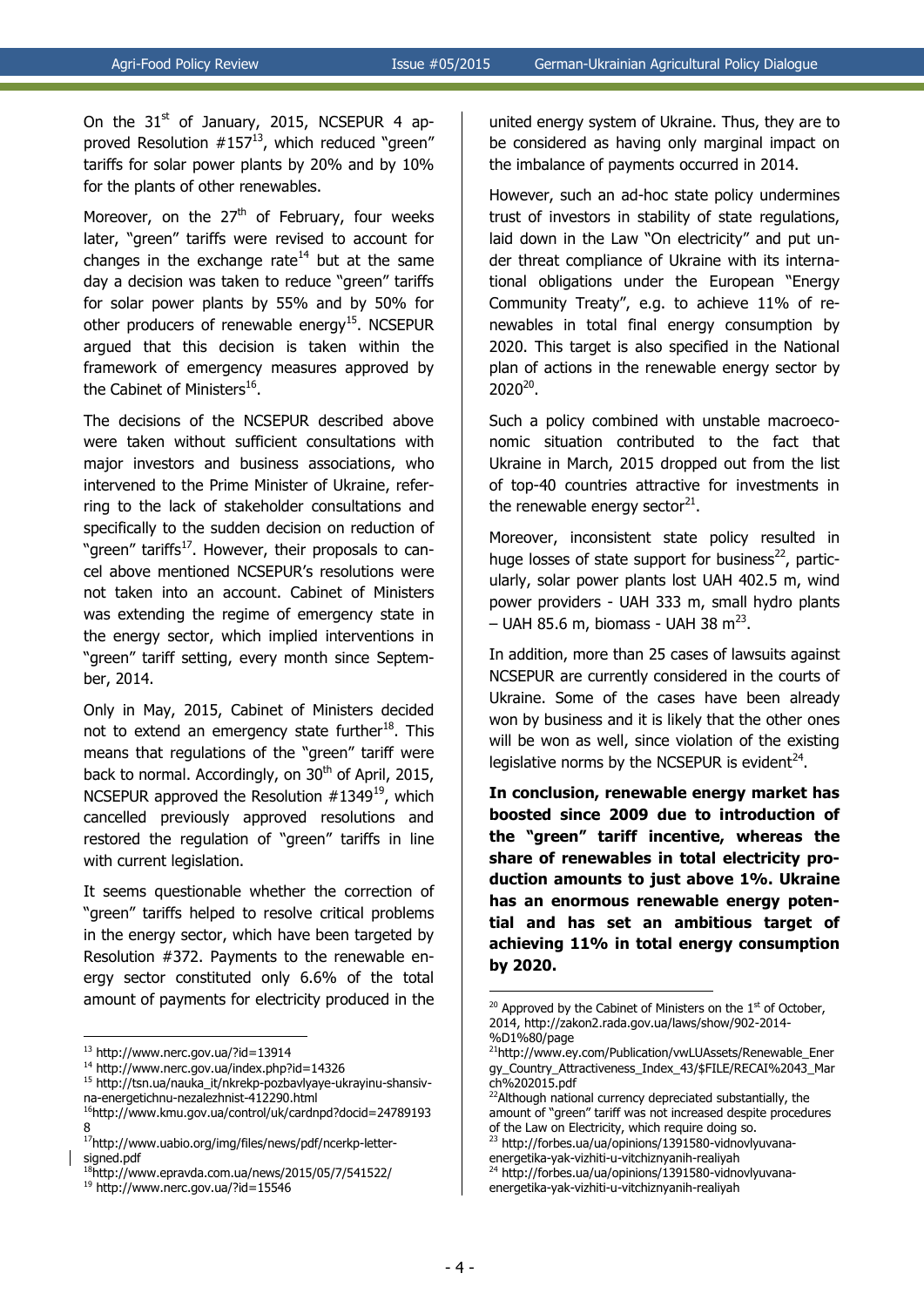On the 31st of January, 2015, NCSEPUR 4 approved Resolution #157[13], which reduced "green" tariffs for solar power plants by 20% and by 10% for the plants of other renewables.

Moreover, on the 27th of February, four weeks later, "green" tariffs were revised to account for changes in the exchange rate[14] but at the same day a decision was taken to reduce "green" tariffs for solar power plants by 55% and by 50% for other producers of renewable energy[15]. NCSEPUR argued that this decision is taken within the framework of emergency measures approved by the Cabinet of Ministers[16].

The decisions of the NCSEPUR described above were taken without sufficient consultations with major investors and business associations, who intervened to the Prime Minister of Ukraine, referring to the lack of stakeholder consultations and specifically to the sudden decision on reduction of "green" tariffs[17]. However, their proposals to cancel above mentioned NCSEPUR's resolutions were not taken into an account. Cabinet of Ministers was extending the regime of emergency state in the energy sector, which implied interventions in "green" tariff setting, every month since September, 2014.

Only in May, 2015, Cabinet of Ministers decided not to extend an emergency state further[18]. This means that regulations of the "green" tariff were back to normal. Accordingly, on 30th of April, 2015, NCSEPUR approved the Resolution #1349[19], which cancelled previously approved resolutions and restored the regulation of "green" tariffs in line with current legislation.

It seems questionable whether the correction of "green" tariffs helped to resolve critical problems in the energy sector, which have been targeted by Resolution #372. Payments to the renewable energy sector constituted only 6.6% of the total amount of payments for electricity produced in the united energy system of Ukraine. Thus, they are to be considered as having only marginal impact on the imbalance of payments occurred in 2014.

However, such an ad-hoc state policy undermines trust of investors in stability of state regulations, laid down in the Law "On electricity" and put under threat compliance of Ukraine with its international obligations under the European "Energy Community Treaty", e.g. to achieve 11% of renewables in total final energy consumption by 2020. This target is also specified in the National plan of actions in the renewable energy sector by 2020[20].

Such a policy combined with unstable macroeconomic situation contributed to the fact that Ukraine in March, 2015 dropped out from the list of top-40 countries attractive for investments in the renewable energy sector[21].

Moreover, inconsistent state policy resulted in huge losses of state support for business[22], particularly, solar power plants lost UAH 402.5 m, wind power providers - UAH 333 m, small hydro plants – UAH 85.6 m, biomass - UAH 38 m[23].

In addition, more than 25 cases of lawsuits against NCSEPUR are currently considered in the courts of Ukraine. Some of the cases have been already won by business and it is likely that the other ones will be won as well, since violation of the existing legislative norms by the NCSEPUR is evident[24].

**In conclusion, renewable energy market has boosted since 2009 due to introduction of the "green" tariff incentive, whereas the share of renewables in total electricity production amounts to just above 1%. Ukraine has an enormous renewable energy potential and has set an ambitious target of achieving 11% in total energy consumption by 2020.**

---

[13] http://www.nerc.gov.ua/?id=13914

[14] http://www.nerc.gov.ua/index.php?id=14326

[15] http://tsn.ua/nauka_it/nkrekp-pozbavlyaye-ukrayinu-shansiv-na-energetichnu-nezalezhnist-412290.html

[16] http://www.kmu.gov.ua/control/uk/cardnpd?docid=247891938

[17] http://www.uabio.org/img/files/news/pdf/ncerkp-letter-signed.pdf

[18] http://www.epravda.com.ua/news/2015/05/7/541522/

[19] http://www.nerc.gov.ua/?id=15546

[20] Approved by the Cabinet of Ministers on the 1st of October, 2014, http://zakon2.rada.gov.ua/laws/show/902-2014-%D1%80/page

[21] http://www.ey.com/Publication/vwLUAssets/Renewable_Energy_Country_Attractiveness_Index_43/$FILE/RECAI%2043_March%202015.pdf

[22] Although national currency depreciated substantially, the amount of "green" tariff was not increased despite procedures of the Law on Electricity, which require doing so.

[23] http://forbes.ua/ua/opinions/1391580-vidnovlyuvana-energetika-yak-vizhiti-u-vitchiznyanih-realiyah

[24] http://forbes.ua/ua/opinions/1391580-vidnovlyuvana-energetika-yak-vizhiti-u-vitchiznyanih-realiyah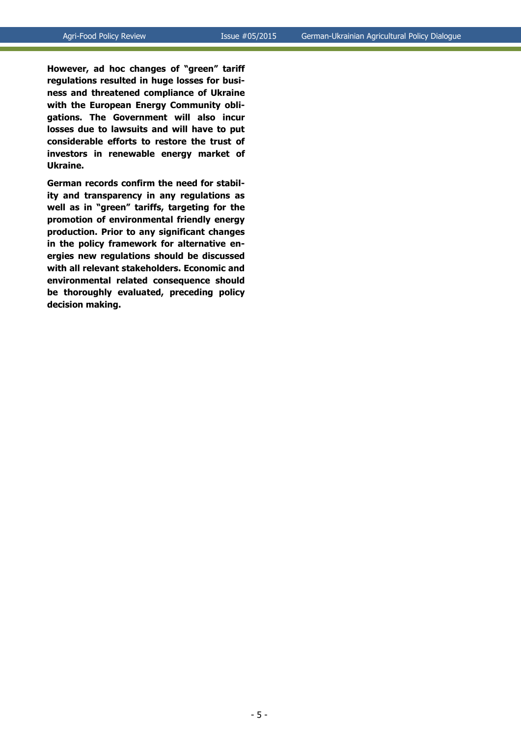**However, ad hoc changes of "green" tariff regulations resulted in huge losses for business and threatened compliance of Ukraine with the European Energy Community obligations. The Government will also incur losses due to lawsuits and will have to put considerable efforts to restore the trust of investors in renewable energy market of Ukraine.**

**German records confirm the need for stability and transparency in any regulations as well as in "green" tariffs, targeting for the promotion of environmental friendly energy production. Prior to any significant changes in the policy framework for alternative energies new regulations should be discussed with all relevant stakeholders. Economic and environmental related consequence should be thoroughly evaluated, preceding policy decision making.**